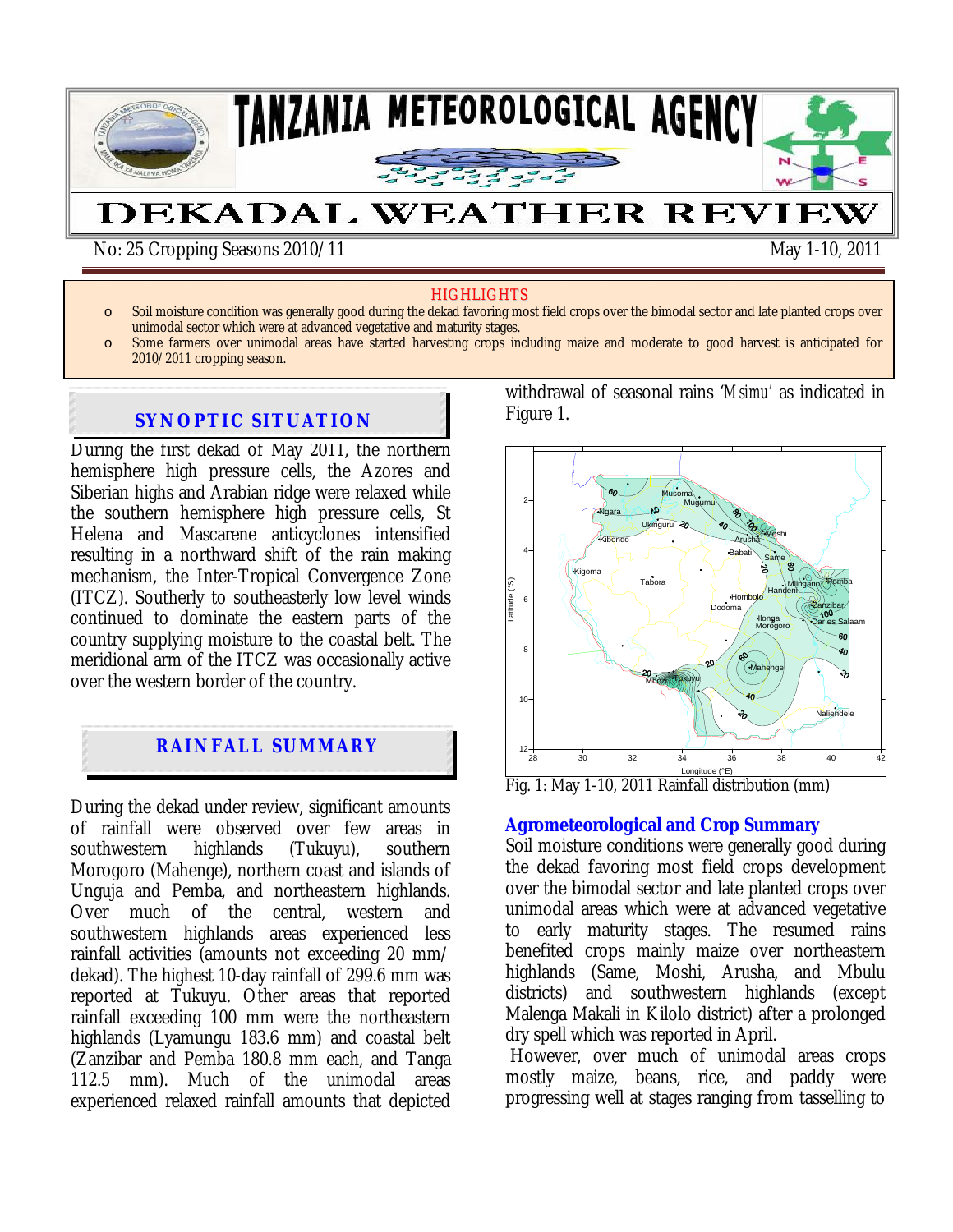# TANZANIA METEOROLOGICAL AGENCY

# DEKADAL WEATHER REVIEW

No: 25 Cropping Seasons 2010/11 May 1-10, 2011

**HIGHLIGHTS**

- Soil moisture condition was generally good during the dekad favoring most field crops over the bimodal sector and late planted crops over unimodal sector which were at advanced vegetative and maturity stages.
- Some farmers over unimodal areas have started harvesting crops including maize and moderate to good harvest is anticipated for 2010/2011 cropping season.

## SYNOPTIC SITUATION

During the first dekad of May 2011, the northern hemisphere high pressure cells, the Azores and Siberian highs and Arabian ridge were relaxed while the southern hemisphere high pressure cells, St Helena and Mascarene anticyclones intensified resulting in a northward shift of the rain making mechanism, the Inter-Tropical Convergence Zone (ITCZ). Southerly to southeasterly low level winds continued to dominate the eastern parts of the country supplying moisture to the coastal belt. The meridional arm of the ITCZ was occasionally active over the western border of the country.

## RAINFALL SUMMARY

During the dekad under review, significant amounts of rainfall were observed over few areas in southwestern highlands (Tukuyu), southern Morogoro (Mahenge), northern coast and islands of Unguja and Pemba, and northeastern highlands. Over much of the central, western and southwestern highlands areas experienced less rainfall activities (amounts not exceeding 20 mm/ dekad). The highest 10-day rainfall of 299.6 mm was reported at Tukuyu. Other areas that reported rainfall exceeding 100 mm were the northeastern highlands (Lyamungu 183.6 mm) and coastal belt (Zanzibar and Pemba 180.8 mm each, and Tanga 112.5 mm). Much of the unimodal areas experienced relaxed rainfall amounts that depicted withdrawal of seasonal rains '*Msimu*' as indicated in Figure 1.

Fig. 1: May 1-10, 2011 Rainfall distribution (mm)

### Agrometeorological and Crop Summary

Soil moisture conditions were generally good during the dekad favoring most field crops development over the bimodal sector and late planted crops over unimodal areas which were at advanced vegetative to early maturity stages. The resumed rains benefited crops mainly maize over northeastern highlands (Same, Moshi, Arusha, and Mbulu districts) and southwestern highlands (except Malenga Makali in Kilolo district) after a prolonged dry spell which was reported in April.

However, over much of unimodal areas crops mostly maize, beans, rice, and paddy were progressing well at stages ranging from tasselling to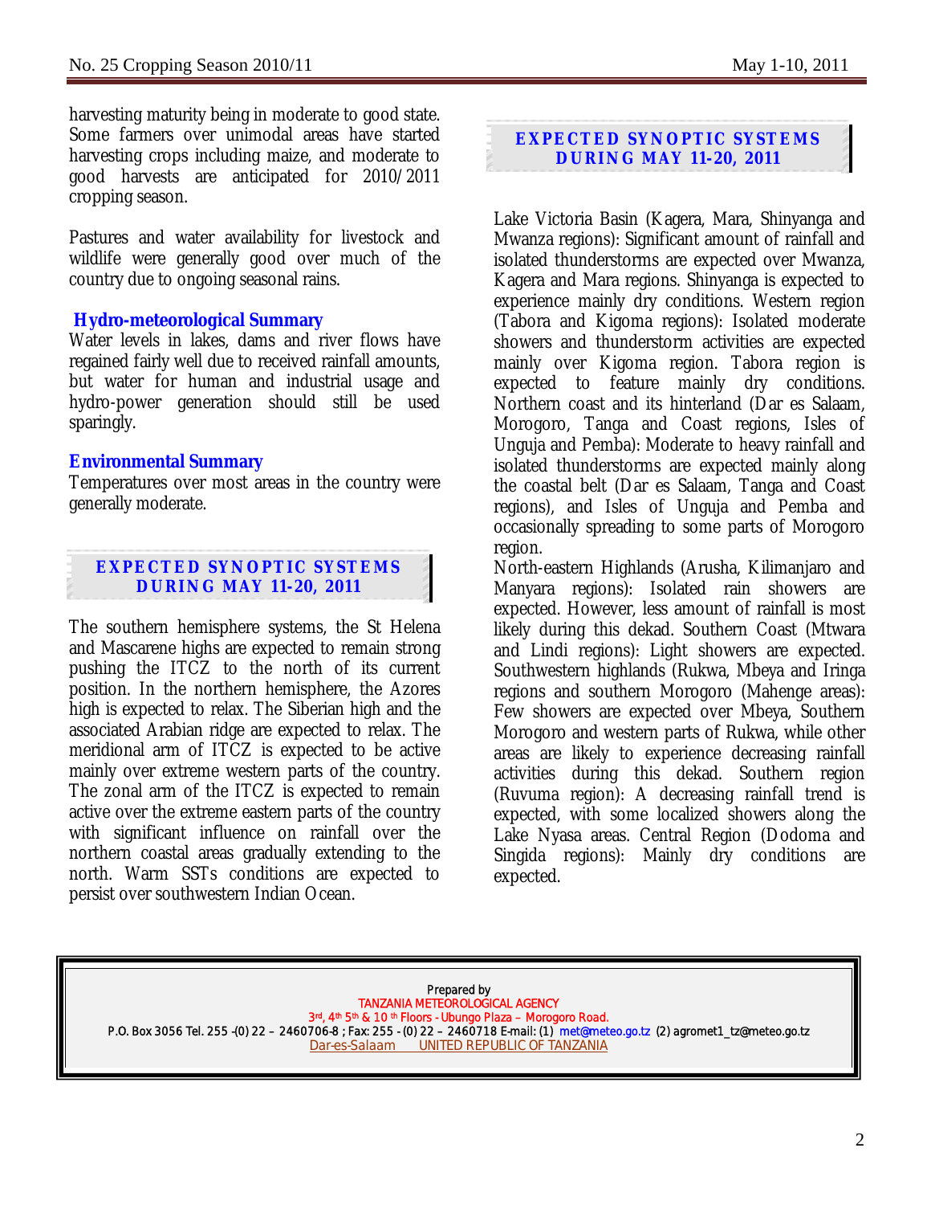harvesting maturity being in moderate to good state. Some farmers over unimodal areas have started harvesting crops including maize, and moderate to good harvests are anticipated for 2010/2011 cropping season.

Pastures and water availability for livestock and wildlife were generally good over much of the country due to ongoing seasonal rains.

### Hydro-meteorological Summary

Water levels in lakes, dams and river flows have regained fairly well due to received rainfall amounts, but water for human and industrial usage and hydro-power generation should still be used sparingly.

### Environmental Summary

Temperatures over most areas in the country were generally moderate.

## EXPECTED SYNOPTIC SYSTEMS DURING MAY 11-20, 2011

The southern hemisphere systems, the St Helena and Mascarene highs are expected to remain strong pushing the ITCZ to the north of its current position. In the northern hemisphere, the Azores high is expected to relax. The Siberian high and the associated Arabian ridge are expected to relax. The meridional arm of ITCZ is expected to be active mainly over extreme western parts of the country. The zonal arm of the ITCZ is expected to remain active over the extreme eastern parts of the country with significant influence on rainfall over the northern coastal areas gradually extending to the north. Warm SSTs conditions are expected to persist over southwestern Indian Ocean.

## EXPECTED SYNOPTIC SYSTEMS DURING MAY 11-20, 2011

Lake Victoria Basin (Kagera, Mara, Shinyanga and Mwanza regions): Significant amount of rainfall and isolated thunderstorms are expected over Mwanza, Kagera and Mara regions. Shinyanga is expected to experience mainly dry conditions. Western region (Tabora and Kigoma regions): Isolated moderate showers and thunderstorm activities are expected mainly over Kigoma region. Tabora region is expected to feature mainly dry conditions. Northern coast and its hinterland (Dar es Salaam, Morogoro, Tanga and Coast regions, Isles of Unguja and Pemba): Moderate to heavy rainfall and isolated thunderstorms are expected mainly along the coastal belt (Dar es Salaam, Tanga and Coast regions), and Isles of Unguja and Pemba and occasionally spreading to some parts of Morogoro region.

North-eastern Highlands (Arusha, Kilimanjaro and Manyara regions): Isolated rain showers are expected. However, less amount of rainfall is most likely during this dekad. Southern Coast (Mtwara and Lindi regions): Light showers are expected. Southwestern highlands (Rukwa, Mbeya and Iringa regions and southern Morogoro (Mahenge areas): Few showers are expected over Mbeya, Southern Morogoro and western parts of Rukwa, while other areas are likely to experience decreasing rainfall activities during this dekad. Southern region (Ruvuma region): A decreasing rainfall trend is expected, with some localized showers along the Lake Nyasa areas. Central Region (Dodoma and Singida regions): Mainly dry conditions are expected.

Prepared by
TANZANIA METEOROLOGICAL AGENCY
3rd, 4th 5th & 10th Floors - Ubungo Plaza – Morogoro Road.
P.O. Box 3056 Tel. 255 -(0) 22 – 2460706-8 ; Fax: 255 - (0) 22 – 2460718 E-mail: (1) met@meteo.go.tz (2) agromet1_tz@meteo.go.tz
Dar-es-Salaam UNITED REPUBLIC OF TANZANIA